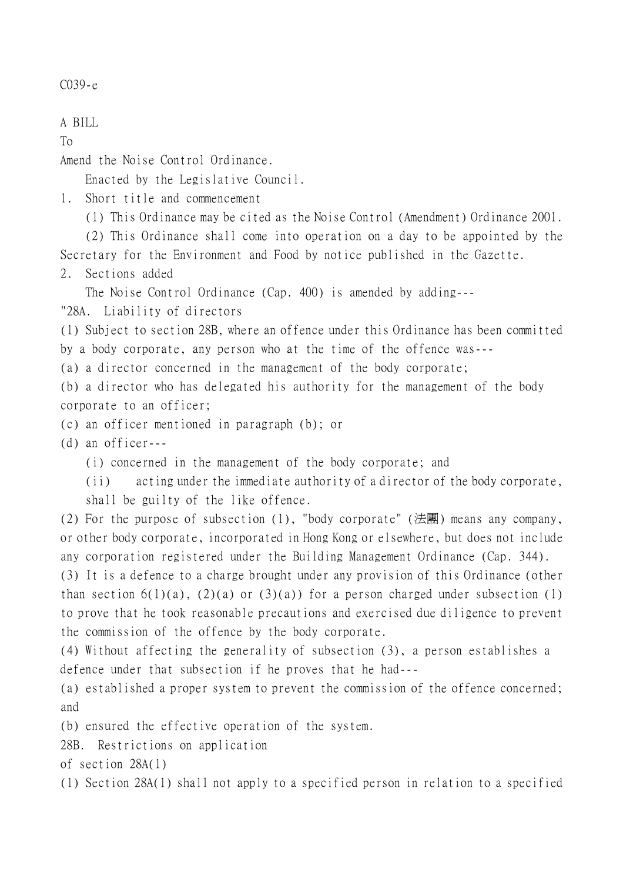C039-e

A BILL

To

Amend the Noise Control Ordinance.

Enacted by the Legislative Council.

1. Short title and commencement

(1) This Ordinance may be cited as the Noise Control (Amendment) Ordinance 2001.

(2) This Ordinance shall come into operation on a day to be appointed by the Secretary for the Environment and Food by notice published in the Gazette.

2. Sections added

The Noise Control Ordinance (Cap. 400) is amended by adding---

"28A. Liability of directors

(1) Subject to section 28B, where an offence under this Ordinance has been committed by a body corporate, any person who at the time of the offence was---

(a) a director concerned in the management of the body corporate;

(b) a director who has delegated his authority for the management of the body corporate to an officer;

(c) an officer mentioned in paragraph (b); or

(d) an officer---

(i) concerned in the management of the body corporate; and

(ii) acting under the immediate authority of a director of the body corporate,

shall be guilty of the like offence.

(2) For the purpose of subsection (1), "body corporate" (法團) means any company, or other body corporate, incorporated in Hong Kong or elsewhere, but does not include any corporation registered under the Building Management Ordinance (Cap. 344).

(3) It is a defence to a charge brought under any provision of this Ordinance (other than section 6(1)(a), (2)(a) or (3)(a)) for a person charged under subsection (1) to prove that he took reasonable precautions and exercised due diligence to prevent the commission of the offence by the body corporate.

(4) Without affecting the generality of subsection (3), a person establishes a defence under that subsection if he proves that he had---

(a) established a proper system to prevent the commission of the offence concerned; and

(b) ensured the effective operation of the system.

28B. Restrictions on application of section 28A(1)

(1) Section 28A(1) shall not apply to a specified person in relation to a specified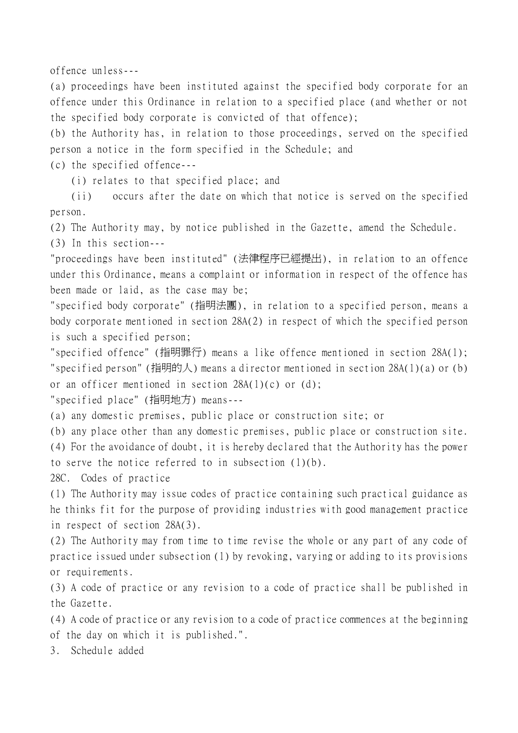offence unless---

(a) proceedings have been instituted against the specified body corporate for an offence under this Ordinance in relation to a specified place (and whether or not the specified body corporate is convicted of that offence);

(b) the Authority has, in relation to those proceedings, served on the specified person a notice in the form specified in the Schedule; and

(c) the specified offence---

(i) relates to that specified place; and

(ii) occurs after the date on which that notice is served on the specified person.

(2) The Authority may, by notice published in the Gazette, amend the Schedule.

(3) In this section---

"proceedings have been instituted" (法律程序已經提出), in relation to an offence under this Ordinance, means a complaint or information in respect of the offence has been made or laid, as the case may be;

"specified body corporate" (指明法團), in relation to a specified person, means a body corporate mentioned in section 28A(2) in respect of which the specified person is such a specified person;

"specified offence" (指明罪行) means a like offence mentioned in section 28A(1);

"specified person" (指明的人) means a director mentioned in section 28A(1)(a) or (b) or an officer mentioned in section 28A(1)(c) or (d);

"specified place" (指明地方) means---

(a) any domestic premises, public place or construction site; or

(b) any place other than any domestic premises, public place or construction site.

(4) For the avoidance of doubt, it is hereby declared that the Authority has the power to serve the notice referred to in subsection (1)(b).

28C. Codes of practice

(1) The Authority may issue codes of practice containing such practical guidance as he thinks fit for the purpose of providing industries with good management practice in respect of section 28A(3).

(2) The Authority may from time to time revise the whole or any part of any code of practice issued under subsection (1) by revoking, varying or adding to its provisions or requirements.

(3) A code of practice or any revision to a code of practice shall be published in the Gazette.

(4) A code of practice or any revision to a code of practice commences at the beginning of the day on which it is published.".

3. Schedule added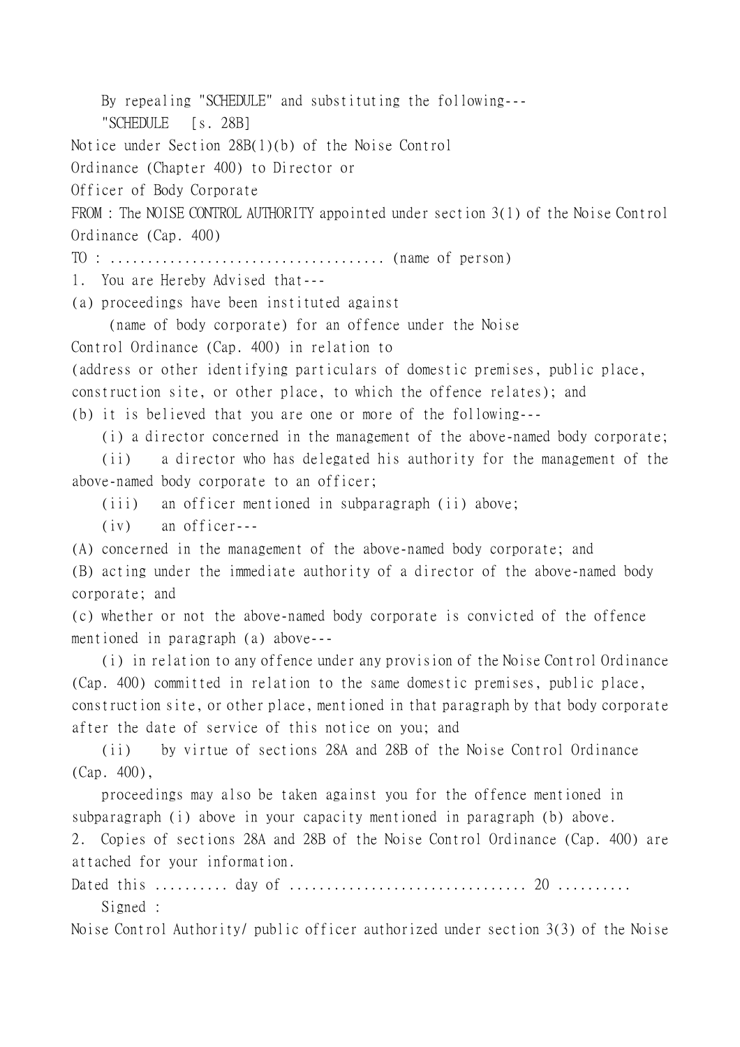By repealing "SCHEDULE" and substituting the following---

"SCHEDULE [s. 28B]

Notice under Section 28B(1)(b) of the Noise Control Ordinance (Chapter 400) to Director or Officer of Body Corporate

FROM : The NOISE CONTROL AUTHORITY appointed under section 3(1) of the Noise Control Ordinance (Cap. 400)

TO : .................................... (name of person)

1. You are Hereby Advised that---

(a) proceedings have been instituted against (name of body corporate) for an offence under the Noise Control Ordinance (Cap. 400) in relation to (address or other identifying particulars of domestic premises, public place, construction site, or other place, to which the offence relates); and

(b) it is believed that you are one or more of the following---

(i) a director concerned in the management of the above-named body corporate;

(ii) a director who has delegated his authority for the management of the above-named body corporate to an officer;

(iii) an officer mentioned in subparagraph (ii) above;

(iv) an officer---

(A) concerned in the management of the above-named body corporate; and

(B) acting under the immediate authority of a director of the above-named body corporate; and

(c) whether or not the above-named body corporate is convicted of the offence mentioned in paragraph (a) above---

(i) in relation to any offence under any provision of the Noise Control Ordinance (Cap. 400) committed in relation to the same domestic premises, public place, construction site, or other place, mentioned in that paragraph by that body corporate after the date of service of this notice on you; and

(ii) by virtue of sections 28A and 28B of the Noise Control Ordinance (Cap. 400),

proceedings may also be taken against you for the offence mentioned in subparagraph (i) above in your capacity mentioned in paragraph (b) above.

2. Copies of sections 28A and 28B of the Noise Control Ordinance (Cap. 400) are attached for your information.

Dated this .......... day of ............................... 20 ..........

Signed :

Noise Control Authority/ public officer authorized under section 3(3) of the Noise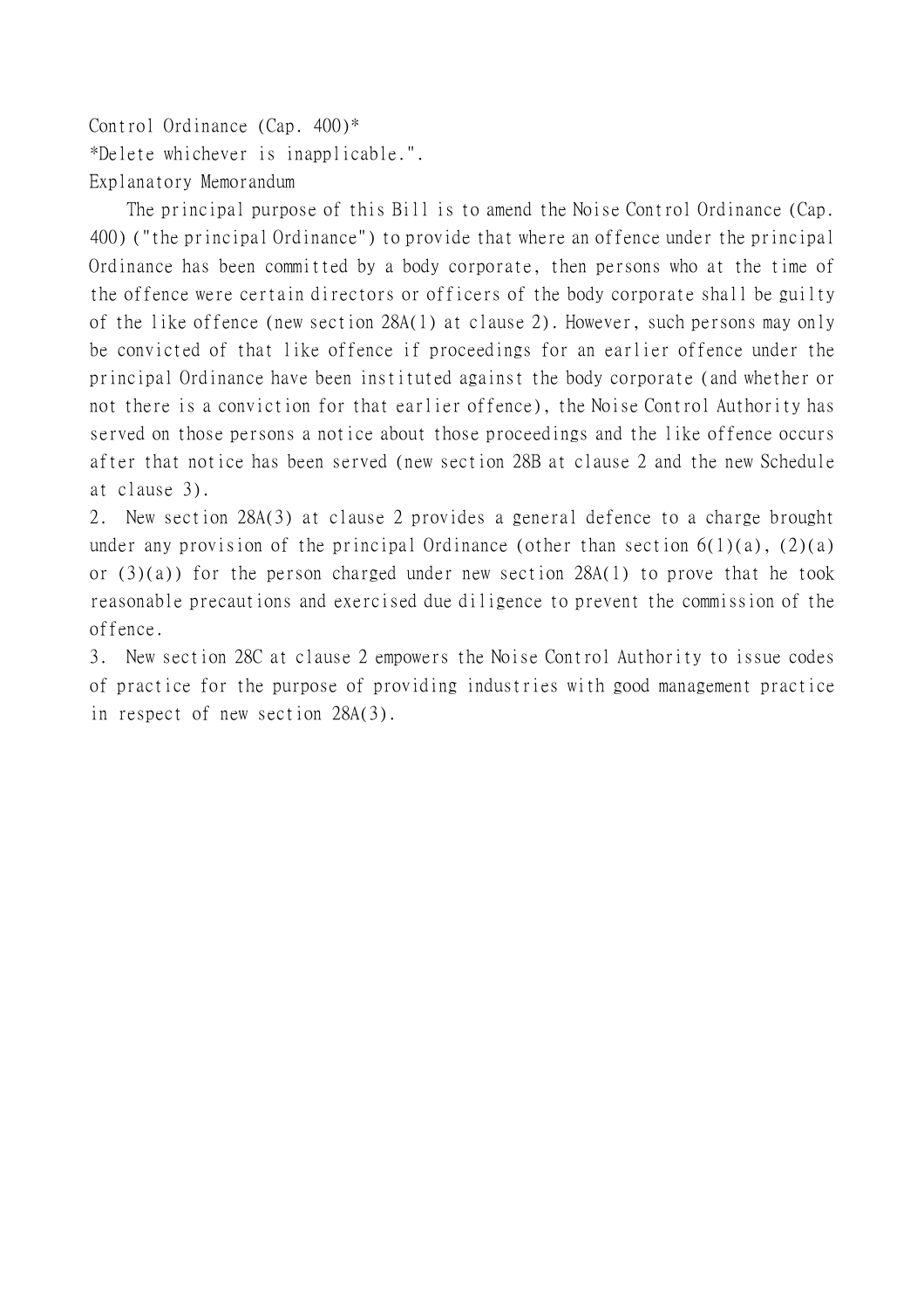Control Ordinance (Cap. 400)*

*Delete whichever is inapplicable.".

## Explanatory Memorandum

The principal purpose of this Bill is to amend the Noise Control Ordinance (Cap. 400) ("the principal Ordinance") to provide that where an offence under the principal Ordinance has been committed by a body corporate, then persons who at the time of the offence were certain directors or officers of the body corporate shall be guilty of the like offence (new section 28A(1) at clause 2). However, such persons may only be convicted of that like offence if proceedings for an earlier offence under the principal Ordinance have been instituted against the body corporate (and whether or not there is a conviction for that earlier offence), the Noise Control Authority has served on those persons a notice about those proceedings and the like offence occurs after that notice has been served (new section 28B at clause 2 and the new Schedule at clause 3).

2. New section 28A(3) at clause 2 provides a general defence to a charge brought under any provision of the principal Ordinance (other than section 6(1)(a), (2)(a) or (3)(a)) for the person charged under new section 28A(1) to prove that he took reasonable precautions and exercised due diligence to prevent the commission of the offence.

3. New section 28C at clause 2 empowers the Noise Control Authority to issue codes of practice for the purpose of providing industries with good management practice in respect of new section 28A(3).